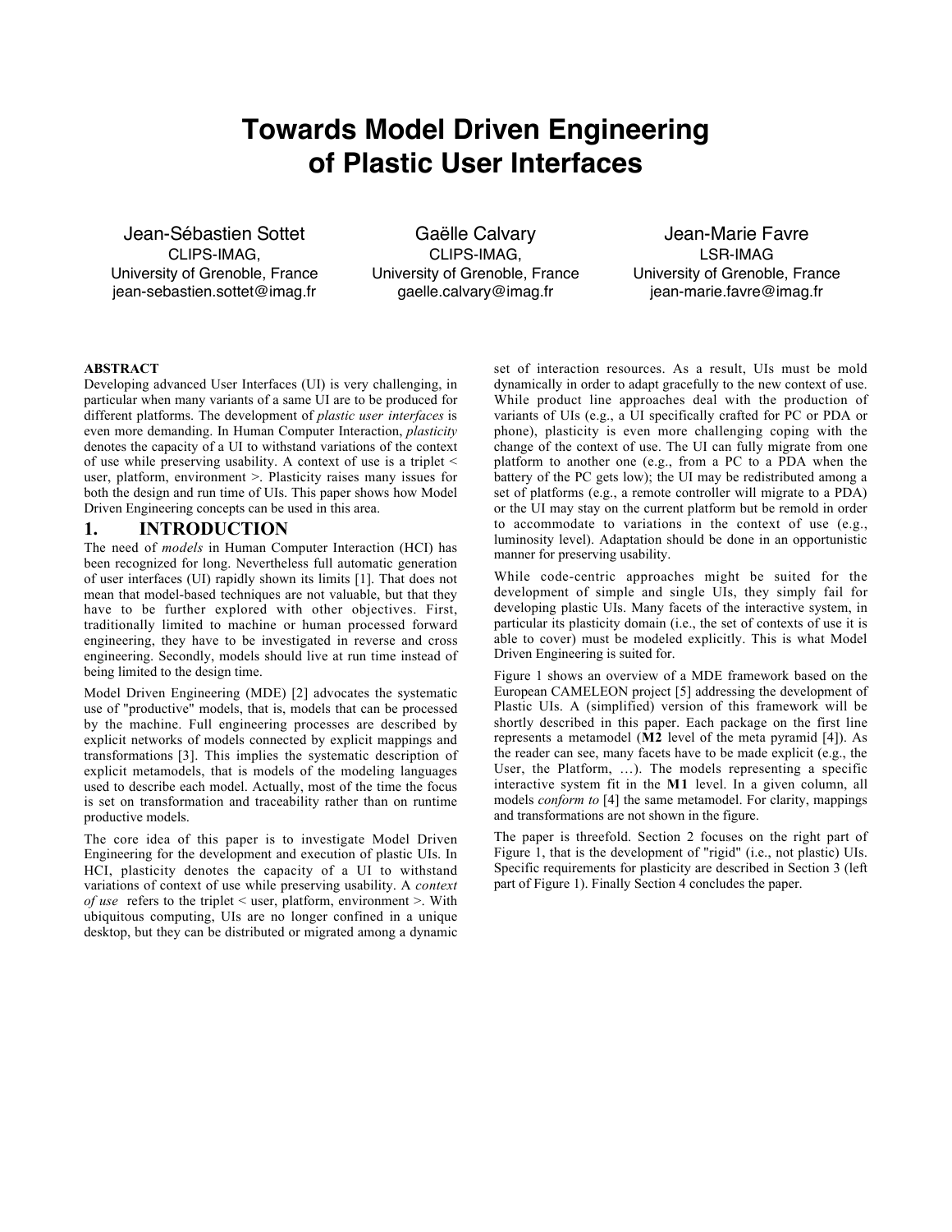# Towards Model Driven Engineering of Plastic User Interfaces

Jean-Sébastien Sottet
CLIPS-IMAG,
University of Grenoble, France
jean-sebastien.sottet@imag.fr

Gaëlle Calvary
CLIPS-IMAG,
University of Grenoble, France
gaelle.calvary@imag.fr

Jean-Marie Favre
LSR-IMAG
University of Grenoble, France
jean-marie.favre@imag.fr

**ABSTRACT**

Developing advanced User Interfaces (UI) is very challenging, in particular when many variants of a same UI are to be produced for different platforms. The development of *plastic user interfaces* is even more demanding. In Human Computer Interaction, *plasticity* denotes the capacity of a UI to withstand variations of the context of use while preserving usability. A context of use is a triplet < user, platform, environment >. Plasticity raises many issues for both the design and run time of UIs. This paper shows how Model Driven Engineering concepts can be used in this area.

## 1. INTRODUCTION

The need of *models* in Human Computer Interaction (HCI) has been recognized for long. Nevertheless full automatic generation of user interfaces (UI) rapidly shown its limits [1]. That does not mean that model-based techniques are not valuable, but that they have to be further explored with other objectives. First, traditionally limited to machine or human processed forward engineering, they have to be investigated in reverse and cross engineering. Secondly, models should live at run time instead of being limited to the design time.

Model Driven Engineering (MDE) [2] advocates the systematic use of "productive" models, that is, models that can be processed by the machine. Full engineering processes are described by explicit networks of models connected by explicit mappings and transformations [3]. This implies the systematic description of explicit metamodels, that is models of the modeling languages used to describe each model. Actually, most of the time the focus is set on transformation and traceability rather than on runtime productive models.

The core idea of this paper is to investigate Model Driven Engineering for the development and execution of plastic UIs. In HCI, plasticity denotes the capacity of a UI to withstand variations of context of use while preserving usability. A *context of use* refers to the triplet < user, platform, environment >. With ubiquitous computing, UIs are no longer confined in a unique desktop, but they can be distributed or migrated among a dynamic set of interaction resources. As a result, UIs must be mold dynamically in order to adapt gracefully to the new context of use. While product line approaches deal with the production of variants of UIs (e.g., a UI specifically crafted for PC or PDA or phone), plasticity is even more challenging coping with the change of the context of use. The UI can fully migrate from one platform to another one (e.g., from a PC to a PDA when the battery of the PC gets low); the UI may be redistributed among a set of platforms (e.g., a remote controller will migrate to a PDA) or the UI may stay on the current platform but be remold in order to accommodate to variations in the context of use (e.g., luminosity level). Adaptation should be done in an opportunistic manner for preserving usability.

While code-centric approaches might be suited for the development of simple and single UIs, they simply fail for developing plastic UIs. Many facets of the interactive system, in particular its plasticity domain (i.e., the set of contexts of use it is able to cover) must be modeled explicitly. This is what Model Driven Engineering is suited for.

Figure 1 shows an overview of a MDE framework based on the European CAMELEON project [5] addressing the development of Plastic UIs. A (simplified) version of this framework will be shortly described in this paper. Each package on the first line represents a metamodel (**M2** level of the meta pyramid [4]). As the reader can see, many facets have to be made explicit (e.g., the User, the Platform, …). The models representing a specific interactive system fit in the **M1** level. In a given column, all models *conform to* [4] the same metamodel. For clarity, mappings and transformations are not shown in the figure.

The paper is threefold. Section 2 focuses on the right part of Figure 1, that is the development of "rigid" (i.e., not plastic) UIs. Specific requirements for plasticity are described in Section 3 (left part of Figure 1). Finally Section 4 concludes the paper.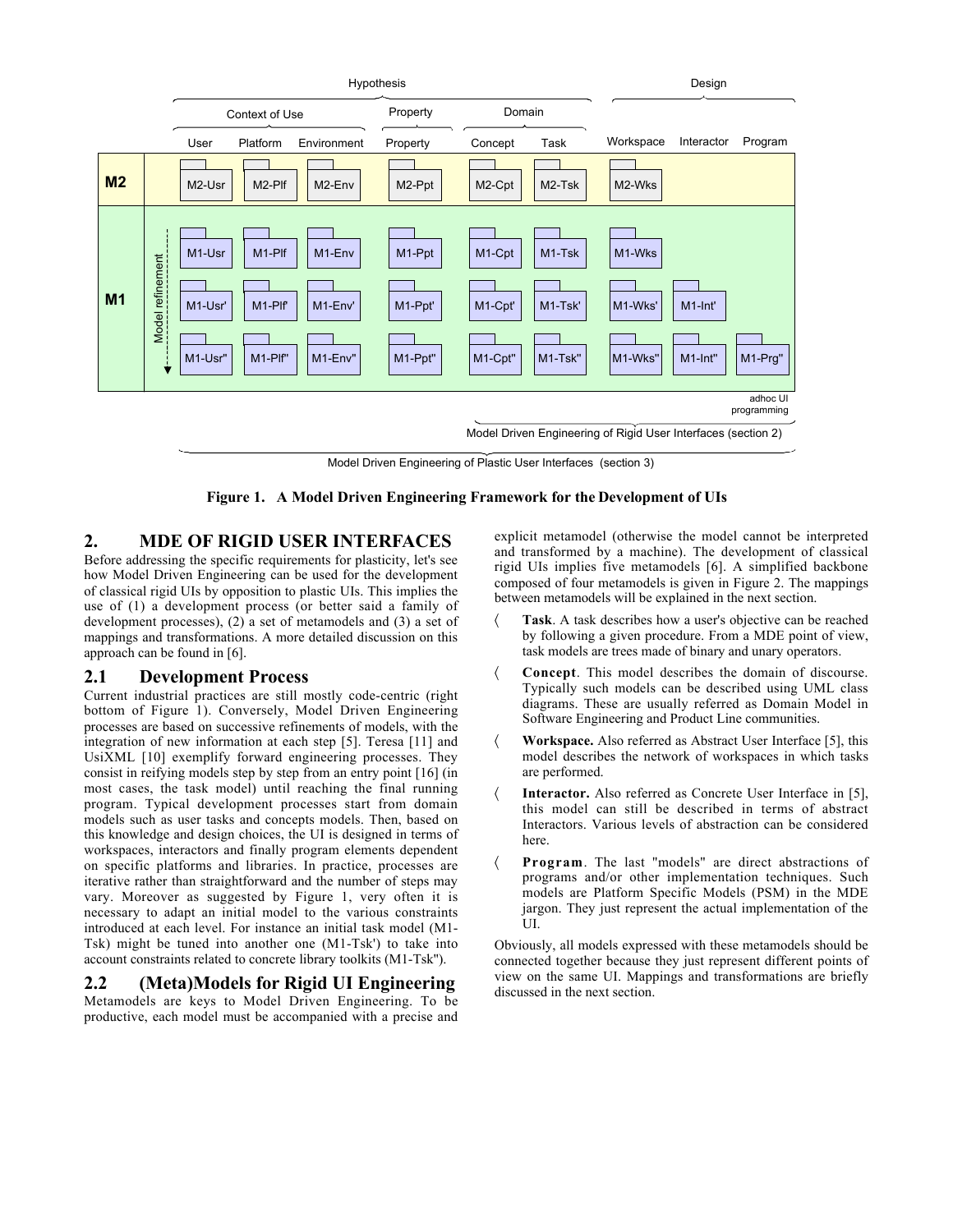Figure 1. A Model Driven Engineering Framework for the Development of UIs

## 2. MDE OF RIGID USER INTERFACES

Before addressing the specific requirements for plasticity, let's see how Model Driven Engineering can be used for the development of classical rigid UIs by opposition to plastic UIs. This implies the use of (1) a development process (or better said a family of development processes), (2) a set of metamodels and (3) a set of mappings and transformations. A more detailed discussion on this approach can be found in [6].

### 2.1 Development Process

Current industrial practices are still mostly code-centric (right bottom of Figure 1). Conversely, Model Driven Engineering processes are based on successive refinements of models, with the integration of new information at each step [5]. Teresa [11] and UsiXML [10] exemplify forward engineering processes. They consist in reifying models step by step from an entry point [16] (in most cases, the task model) until reaching the final running program. Typical development processes start from domain models such as user tasks and concepts models. Then, based on this knowledge and design choices, the UI is designed in terms of workspaces, interactors and finally program elements dependent on specific platforms and libraries. In practice, processes are iterative rather than straightforward and the number of steps may vary. Moreover as suggested by Figure 1, very often it is necessary to adapt an initial model to the various constraints introduced at each level. For instance an initial task model (M1-Tsk) might be tuned into another one (M1-Tsk') to take into account constraints related to concrete library toolkits (M1-Tsk'').

### 2.2 (Meta)Models for Rigid UI Engineering

Metamodels are keys to Model Driven Engineering. To be productive, each model must be accompanied with a precise and explicit metamodel (otherwise the model cannot be interpreted and transformed by a machine). The development of classical rigid UIs implies five metamodels [6]. A simplified backbone composed of four metamodels is given in Figure 2. The mappings between metamodels will be explained in the next section.

- **Task**. A task describes how a user's objective can be reached by following a given procedure. From a MDE point of view, task models are trees made of binary and unary operators.
- **Concept**. This model describes the domain of discourse. Typically such models can be described using UML class diagrams. These are usually referred as Domain Model in Software Engineering and Product Line communities.
- **Workspace.** Also referred as Abstract User Interface [5], this model describes the network of workspaces in which tasks are performed.
- **Interactor.** Also referred as Concrete User Interface in [5], this model can still be described in terms of abstract Interactors. Various levels of abstraction can be considered here.
- **Program**. The last "models" are direct abstractions of programs and/or other implementation techniques. Such models are Platform Specific Models (PSM) in the MDE jargon. They just represent the actual implementation of the UI.

Obviously, all models expressed with these metamodels should be connected together because they just represent different points of view on the same UI. Mappings and transformations are briefly discussed in the next section.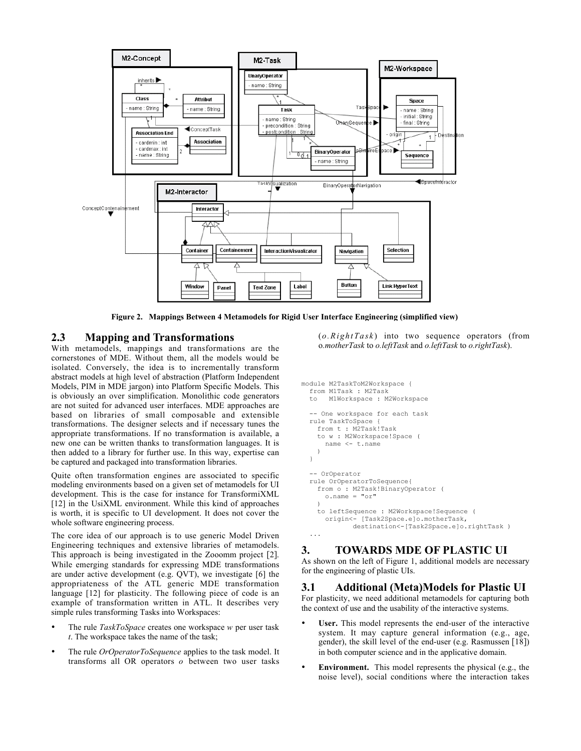Figure 2. Mappings Between 4 Metamodels for Rigid User Interface Engineering (simplified view)

## 2.3 Mapping and Transformations

With metamodels, mappings and transformations are the cornerstones of MDE. Without them, all the models would be isolated. Conversely, the idea is to incrementally transform abstract models at high level of abstraction (Platform Independent Models, PIM in MDE jargon) into Platform Specific Models. This is obviously an over simplification. Monolithic code generators are not suited for advanced user interfaces. MDE approaches are based on libraries of small composable and extensible transformations. The designer selects and if necessary tunes the appropriate transformations. If no transformation is available, a new one can be written thanks to transformation languages. It is then added to a library for further use. In this way, expertise can be captured and packaged into transformation libraries.

Quite often transformation engines are associated to specific modeling environments based on a given set of metamodels for UI development. This is the case for instance for TransformiXML [12] in the UsiXML environment. While this kind of approaches is worth, it is specific to UI development. It does not cover the whole software engineering process.

The core idea of our approach is to use generic Model Driven Engineering techniques and extensive libraries of metamodels. This approach is being investigated in the Zooomm project [2]. While emerging standards for expressing MDE transformations are under active development (e.g. QVT), we investigate [6] the appropriateness of the ATL generic MDE transformation language [12] for plasticity. The following piece of code is an example of transformation written in ATL. It describes very simple rules transforming Tasks into Workspaces:

- The rule *TaskToSpace* creates one workspace *w* per user task *t*. The workspace takes the name of the task;
- The rule *OrOperatorToSequence* applies to the task model. It transforms all OR operators *o* between two user tasks (*o.RightTask*) into two sequence operators (from o*.motherTask* to *o.leftTask* and *o.leftTask* to *o.rightTask*).

```
module M2TaskToM2Workspace {
  from M1Task : M2Task
  to   M1Workspace : M2Workspace

  -- One workspace for each task
  rule TaskToSpace {
    from t : M2Task!Task
    to w : M2Workspace!Space (
      name <- t.name
    )
  }

  -- OrOperator
  rule OrOperatorToSequence{
    from o : M2Task!BinaryOperator (
      o.name = "or"
    )
    to leftSequence : M2Workspace!Sequence (
      origin<- [Task2Space.e]o.motherTask,
             destination<-[Task2Space.e]o.rightTask )
  ...
```

# 3. TOWARDS MDE OF PLASTIC UI

As shown on the left of Figure 1, additional models are necessary for the engineering of plastic UIs.

## 3.1 Additional (Meta)Models for Plastic UI

For plasticity, we need additional metamodels for capturing both the context of use and the usability of the interactive systems.

- **User.** This model represents the end-user of the interactive system. It may capture general information (e.g., age, gender), the skill level of the end-user (e.g. Rasmussen [18]) in both computer science and in the applicative domain.
- **Environment.** This model represents the physical (e.g., the noise level), social conditions where the interaction takes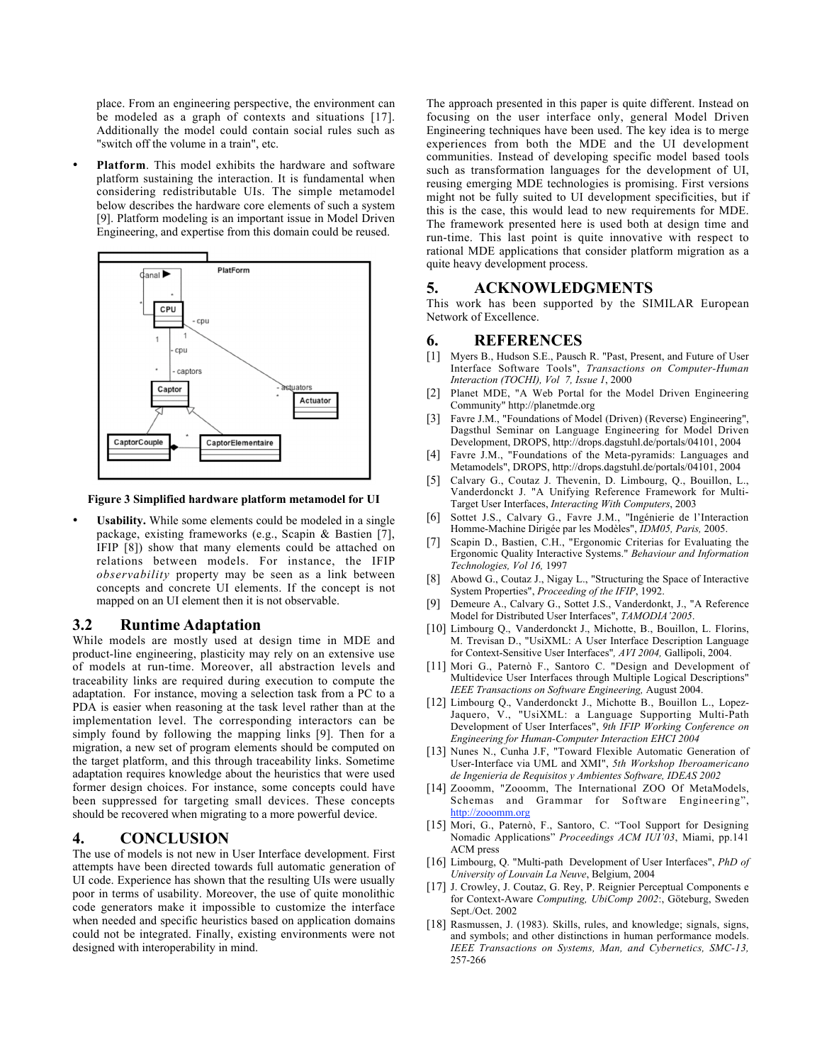place. From an engineering perspective, the environment can be modeled as a graph of contexts and situations [17]. Additionally the model could contain social rules such as "switch off the volume in a train", etc.

- **Platform**. This model exhibits the hardware and software platform sustaining the interaction. It is fundamental when considering redistributable UIs. The simple metamodel below describes the hardware core elements of such a system [9]. Platform modeling is an important issue in Model Driven Engineering, and expertise from this domain could be reused.

**Figure 3 Simplified hardware platform metamodel for UI**

- **Usability.** While some elements could be modeled in a single package, existing frameworks (e.g., Scapin & Bastien [7], IFIP [8]) show that many elements could be attached on relations between models. For instance, the IFIP *observability* property may be seen as a link between concepts and concrete UI elements. If the concept is not mapped on an UI element then it is not observable.

### 3.2 Runtime Adaptation

While models are mostly used at design time in MDE and product-line engineering, plasticity may rely on an extensive use of models at run-time. Moreover, all abstraction levels and traceability links are required during execution to compute the adaptation. For instance, moving a selection task from a PC to a PDA is easier when reasoning at the task level rather than at the implementation level. The corresponding interactors can be simply found by following the mapping links [9]. Then for a migration, a new set of program elements should be computed on the target platform, and this through traceability links. Sometime adaptation requires knowledge about the heuristics that were used former design choices. For instance, some concepts could have been suppressed for targeting small devices. These concepts should be recovered when migrating to a more powerful device.

## 4. CONCLUSION

The use of models is not new in User Interface development. First attempts have been directed towards full automatic generation of UI code. Experience has shown that the resulting UIs were usually poor in terms of usability. Moreover, the use of quite monolithic code generators make it impossible to customize the interface when needed and specific heuristics based on application domains could not be integrated. Finally, existing environments were not designed with interoperability in mind.

The approach presented in this paper is quite different. Instead on focusing on the user interface only, general Model Driven Engineering techniques have been used. The key idea is to merge experiences from both the MDE and the UI development communities. Instead of developing specific model based tools such as transformation languages for the development of UI, reusing emerging MDE technologies is promising. First versions might not be fully suited to UI development specificities, but if this is the case, this would lead to new requirements for MDE. The framework presented here is used both at design time and run-time. This last point is quite innovative with respect to rational MDE applications that consider platform migration as a quite heavy development process.

## 5. ACKNOWLEDGMENTS

This work has been supported by the SIMILAR European Network of Excellence.

## 6. REFERENCES

[1] Myers B., Hudson S.E., Pausch R. "Past, Present, and Future of User Interface Software Tools", *Transactions on Computer-Human Interaction (TOCHI), Vol 7, Issue 1*, 2000

[2] Planet MDE, "A Web Portal for the Model Driven Engineering Community" http://planetmde.org

[3] Favre J.M., "Foundations of Model (Driven) (Reverse) Engineering", Dagsthul Seminar on Language Engineering for Model Driven Development, DROPS, http://drops.dagstuhl.de/portals/04101, 2004

[4] Favre J.M., "Foundations of the Meta-pyramids: Languages and Metamodels", DROPS, http://drops.dagstuhl.de/portals/04101, 2004

[5] Calvary G., Coutaz J. Thevenin, D. Limbourg, Q., Bouillon, L., Vanderdonckt J. "A Unifying Reference Framework for Multi-Target User Interfaces, *Interacting With Computers*, 2003

[6] Sottet J.S., Calvary G., Favre J.M., "Ingénierie de l'Interaction Homme-Machine Dirigée par les Modèles", *IDM05, Paris,* 2005.

[7] Scapin D., Bastien, C.H., "Ergonomic Criteria for Evaluating the Ergonomic Quality Interactive Systems." *Behaviour and Information Technologies, Vol 16,* 1997

[8] Abowd G., Coutaz J., Nigay L., "Structuring the Space of Interactive System Properties", *Proceeding of the IFIP*, 1992.

[9] Demeure A., Calvary G., Sottet J.S., Vanderdonkt, J., "A Reference Model for Distributed User Interfaces", *TAMODIA'2005*.

[10] Limbourg Q., Vanderdonckt J., Michotte, B., Bouillon, L. Florins, M. Trevisan D., "UsiXML: A User Interface Description Language for Context-Sensitive User Interfaces", *AVI 2004,* Gallipoli, 2004.

[11] Mori G., Paternò F., Santoro C. "Design and Development of Multidevice User Interfaces through Multiple Logical Descriptions" *IEEE Transactions on Software Engineering,* August 2004.

[12] Limbourg Q., Vanderdonckt J., Michotte B., Bouillon L., Lopez-Jaquero, V., "UsiXML: a Language Supporting Multi-Path Development of User Interfaces", *9th IFIP Working Conference on Engineering for Human-Computer Interaction EHCI 2004*

[13] Nunes N., Cunha J.F, "Toward Flexible Automatic Generation of User-Interface via UML and XMI", *5th Workshop Iberoamericano de Ingenieria de Requisitos y Ambientes Software, IDEAS 2002*

[14] Zooomm, "Zooomm, The International ZOO Of MetaModels, Schemas and Grammar for Software Engineering", http://zooomm.org

[15] Mori, G., Paternò, F., Santoro, C. "Tool Support for Designing Nomadic Applications" *Proceedings ACM IUI'03*, Miami, pp.141 ACM press

[16] Limbourg, Q. "Multi-path Development of User Interfaces", *PhD of University of Louvain La Neuve*, Belgium, 2004

[17] J. Crowley, J. Coutaz, G. Rey, P. Reignier Perceptual Components e for Context-Aware *Computing, UbiComp 2002*:, Göteburg, Sweden Sept./Oct. 2002

[18] Rasmussen, J. (1983). Skills, rules, and knowledge; signals, signs, and symbols; and other distinctions in human performance models. *IEEE Transactions on Systems, Man, and Cybernetics, SMC-13,* 257-266